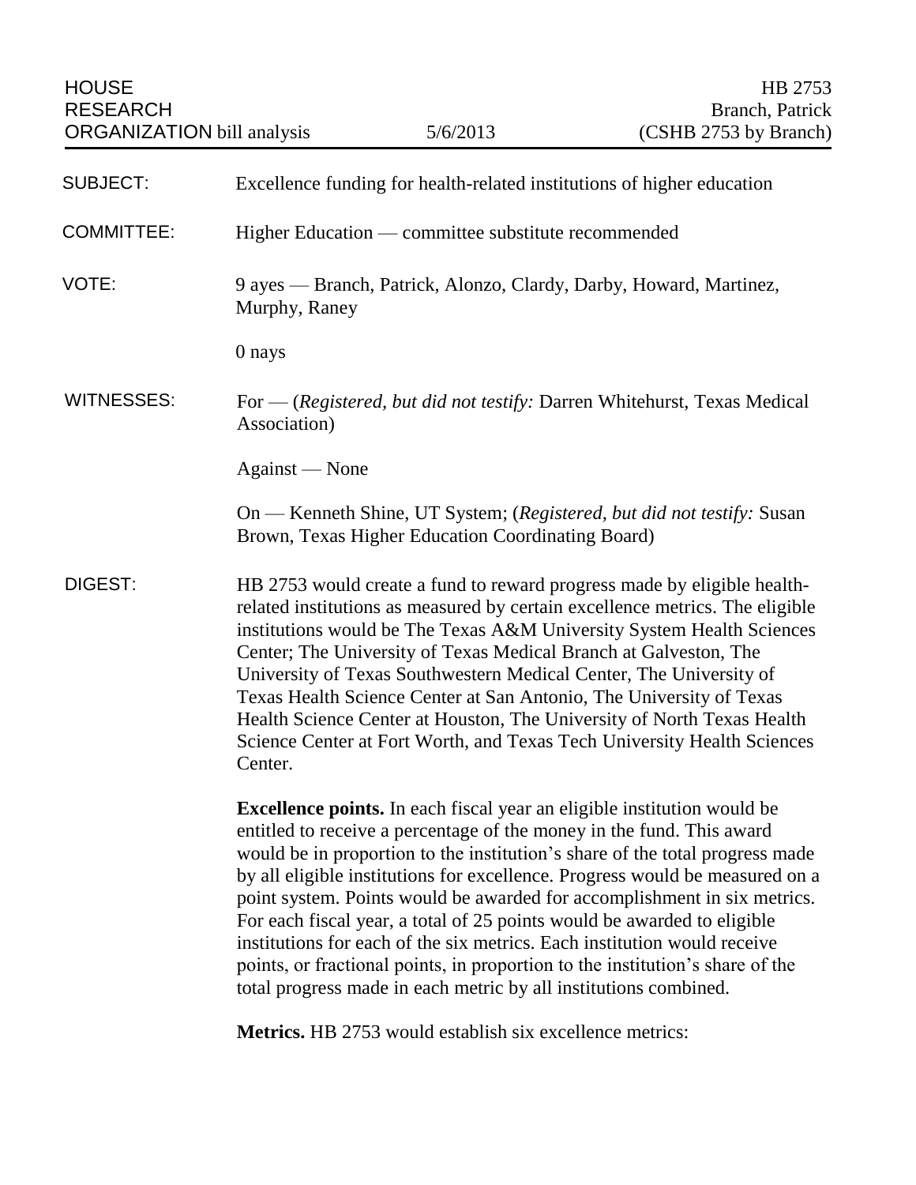HOUSE RESEARCH ORGANIZATION bill analysis | 5/6/2013 | HB 2753 Branch, Patrick (CSHB 2753 by Branch)

| | |
|---|---|
| SUBJECT: | Excellence funding for health-related institutions of higher education |
| COMMITTEE: | Higher Education — committee substitute recommended |
| VOTE: | 9 ayes — Branch, Patrick, Alonzo, Clardy, Darby, Howard, Martinez, Murphy, Raney<br><br>0 nays |
| WITNESSES: | For — (*Registered, but did not testify:* Darren Whitehurst, Texas Medical Association)<br><br>Against — None<br><br>On — Kenneth Shine, UT System; (*Registered, but did not testify:* Susan Brown, Texas Higher Education Coordinating Board) |

DIGEST: HB 2753 would create a fund to reward progress made by eligible health-related institutions as measured by certain excellence metrics. The eligible institutions would be The Texas A&M University System Health Sciences Center; The University of Texas Medical Branch at Galveston, The University of Texas Southwestern Medical Center, The University of Texas Health Science Center at San Antonio, The University of Texas Health Science Center at Houston, The University of North Texas Health Science Center at Fort Worth, and Texas Tech University Health Sciences Center.

**Excellence points.** In each fiscal year an eligible institution would be entitled to receive a percentage of the money in the fund. This award would be in proportion to the institution's share of the total progress made by all eligible institutions for excellence. Progress would be measured on a point system. Points would be awarded for accomplishment in six metrics. For each fiscal year, a total of 25 points would be awarded to eligible institutions for each of the six metrics. Each institution would receive points, or fractional points, in proportion to the institution's share of the total progress made in each metric by all institutions combined.

**Metrics.** HB 2753 would establish six excellence metrics: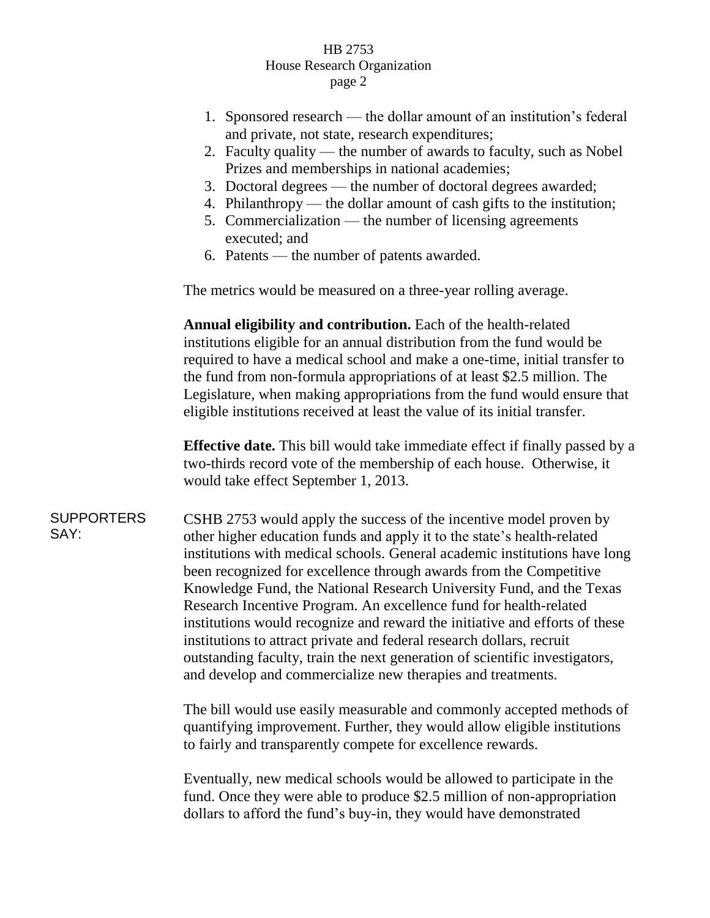1. Sponsored research — the dollar amount of an institution's federal and private, not state, research expenditures;
2. Faculty quality — the number of awards to faculty, such as Nobel Prizes and memberships in national academies;
3. Doctoral degrees — the number of doctoral degrees awarded;
4. Philanthropy — the dollar amount of cash gifts to the institution;
5. Commercialization — the number of licensing agreements executed; and
6. Patents — the number of patents awarded.

The metrics would be measured on a three-year rolling average.

**Annual eligibility and contribution.** Each of the health-related institutions eligible for an annual distribution from the fund would be required to have a medical school and make a one-time, initial transfer to the fund from non-formula appropriations of at least $2.5 million. The Legislature, when making appropriations from the fund would ensure that eligible institutions received at least the value of its initial transfer.

**Effective date.** This bill would take immediate effect if finally passed by a two-thirds record vote of the membership of each house. Otherwise, it would take effect September 1, 2013.

SUPPORTERS SAY:

CSHB 2753 would apply the success of the incentive model proven by other higher education funds and apply it to the state's health-related institutions with medical schools. General academic institutions have long been recognized for excellence through awards from the Competitive Knowledge Fund, the National Research University Fund, and the Texas Research Incentive Program. An excellence fund for health-related institutions would recognize and reward the initiative and efforts of these institutions to attract private and federal research dollars, recruit outstanding faculty, train the next generation of scientific investigators, and develop and commercialize new therapies and treatments.

The bill would use easily measurable and commonly accepted methods of quantifying improvement. Further, they would allow eligible institutions to fairly and transparently compete for excellence rewards.

Eventually, new medical schools would be allowed to participate in the fund. Once they were able to produce $2.5 million of non-appropriation dollars to afford the fund's buy-in, they would have demonstrated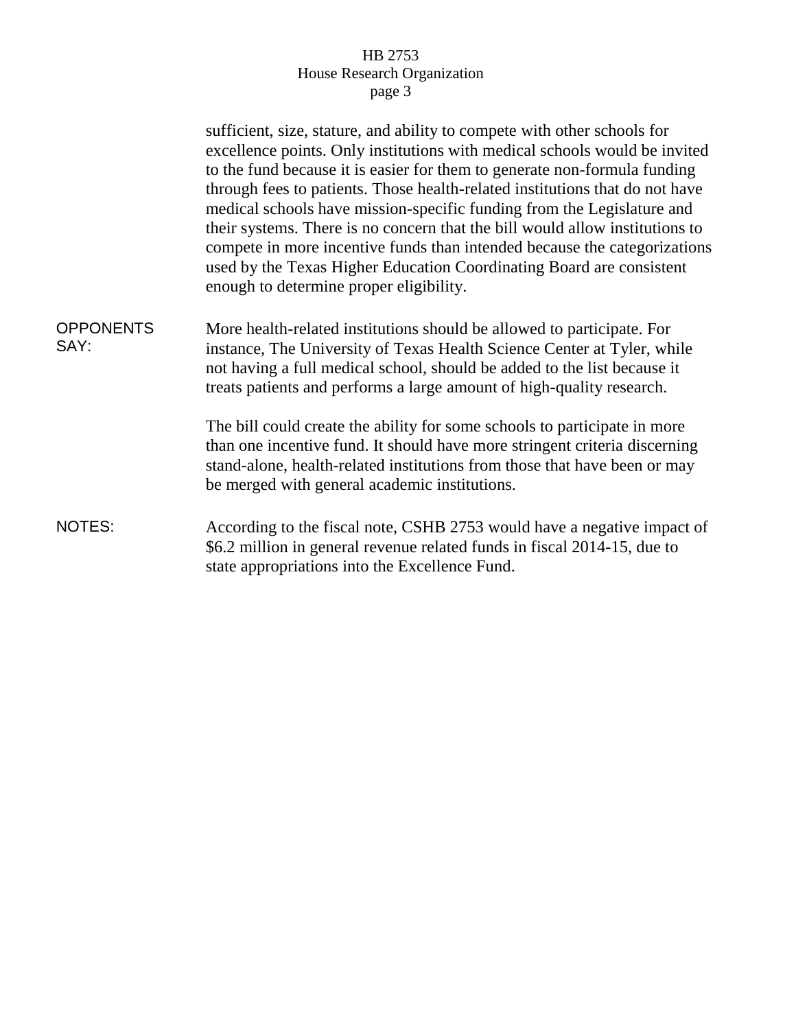sufficient, size, stature, and ability to compete with other schools for excellence points. Only institutions with medical schools would be invited to the fund because it is easier for them to generate non-formula funding through fees to patients. Those health-related institutions that do not have medical schools have mission-specific funding from the Legislature and their systems. There is no concern that the bill would allow institutions to compete in more incentive funds than intended because the categorizations used by the Texas Higher Education Coordinating Board are consistent enough to determine proper eligibility.

**OPPONENTS SAY:**

More health-related institutions should be allowed to participate. For instance, The University of Texas Health Science Center at Tyler, while not having a full medical school, should be added to the list because it treats patients and performs a large amount of high-quality research.

The bill could create the ability for some schools to participate in more than one incentive fund. It should have more stringent criteria discerning stand-alone, health-related institutions from those that have been or may be merged with general academic institutions.

**NOTES:**

According to the fiscal note, CSHB 2753 would have a negative impact of $6.2 million in general revenue related funds in fiscal 2014-15, due to state appropriations into the Excellence Fund.